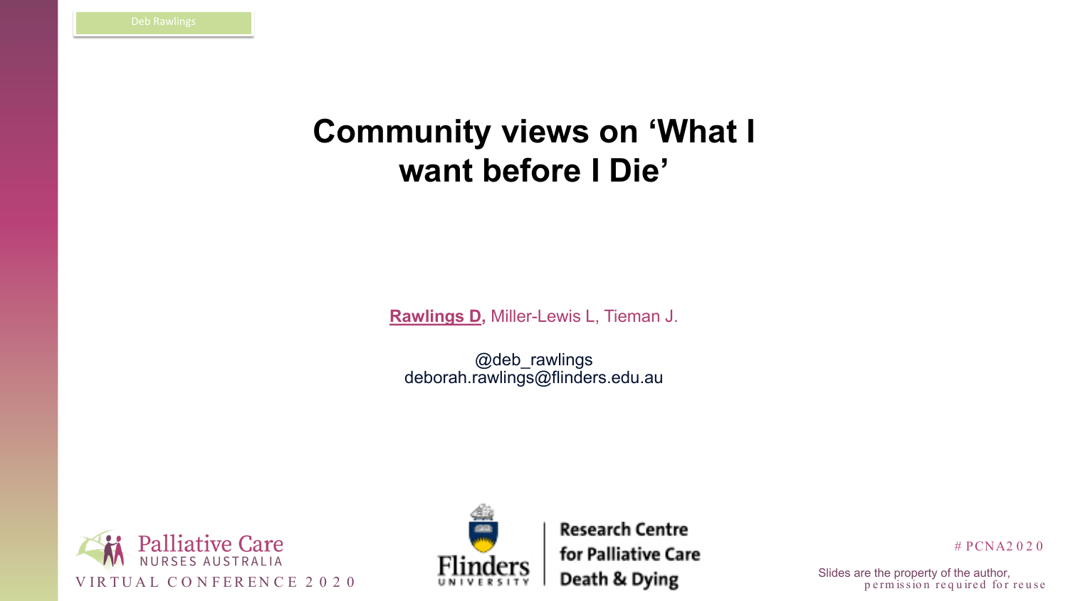# Community views on 'What I want before I Die'

**Rawlings D**, Miller-Lewis L, Tieman J.

@deb_rawlings
deborah.rawlings@flinders.edu.au

Palliative Care Nurses Australia
VIRTUAL CONFERENCE 2020

Flinders University | Research Centre for Palliative Care Death & Dying

#PCNA2020

Slides are the property of the author, permission required for reuse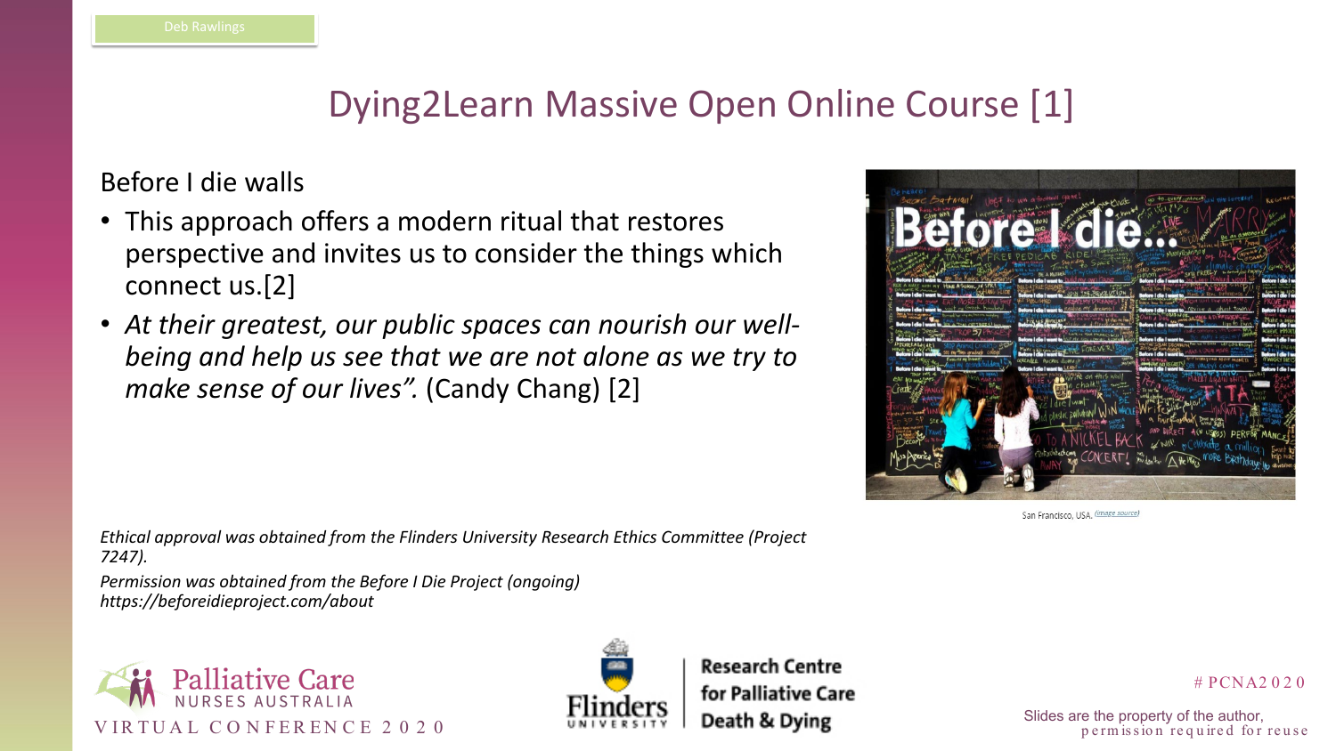# Dying2Learn Massive Open Online Course [1]

Before I die walls

- This approach offers a modern ritual that restores perspective and invites us to consider the things which connect us.[2]
- *At their greatest, our public spaces can nourish our well-being and help us see that we are not alone as we try to make sense of our lives".* (Candy Chang) [2]

San Francisco, USA. (image source)

*Ethical approval was obtained from the Flinders University Research Ethics Committee (Project 7247).*

*Permission was obtained from the Before I Die Project (ongoing) https://beforeidieproject.com/about*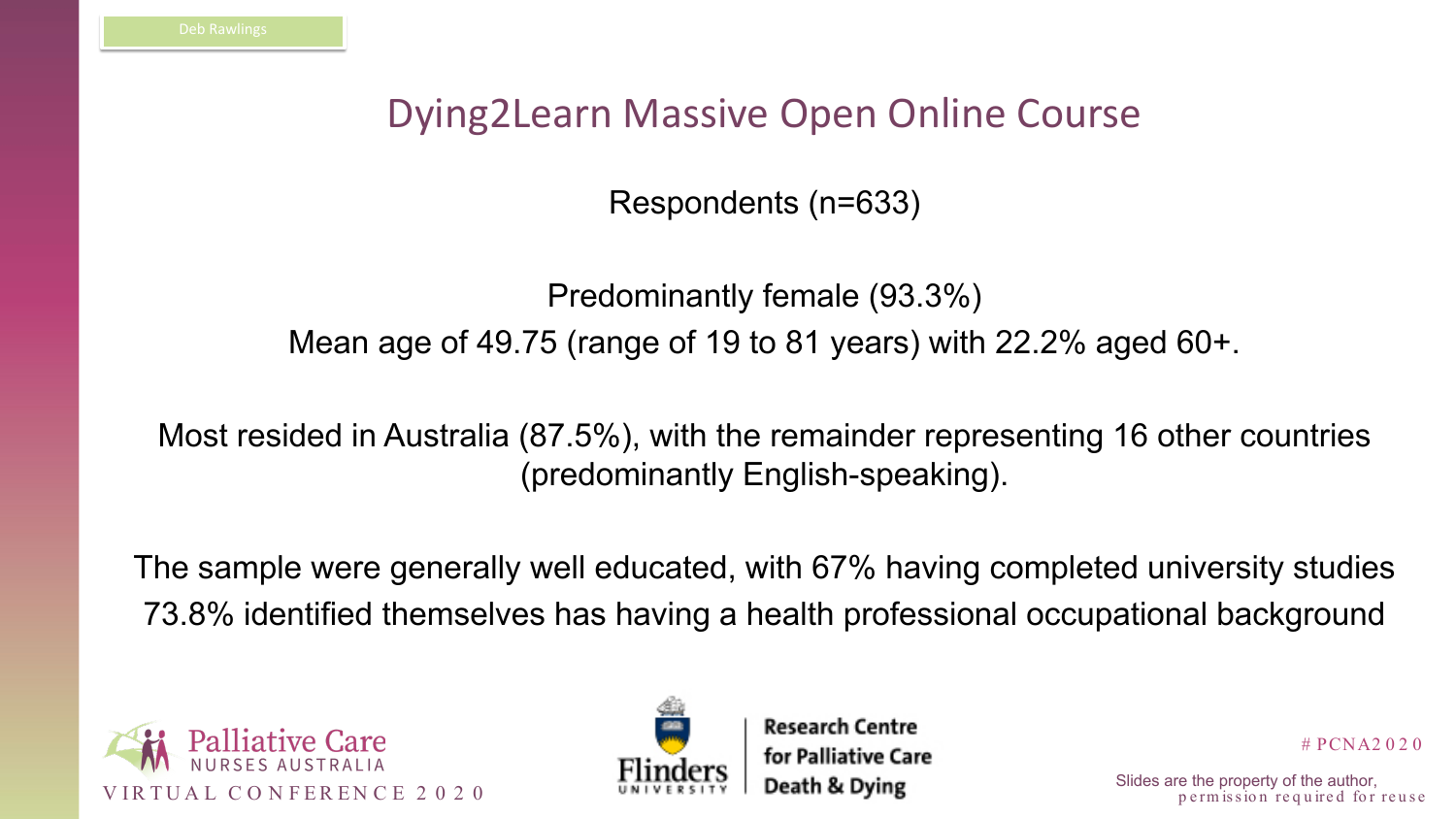# Dying2Learn Massive Open Online Course

Respondents (n=633)

Predominantly female (93.3%)

Mean age of 49.75 (range of 19 to 81 years) with 22.2% aged 60+.

Most resided in Australia (87.5%), with the remainder representing 16 other countries (predominantly English-speaking).

The sample were generally well educated, with 67% having completed university studies

73.8% identified themselves has having a health professional occupational background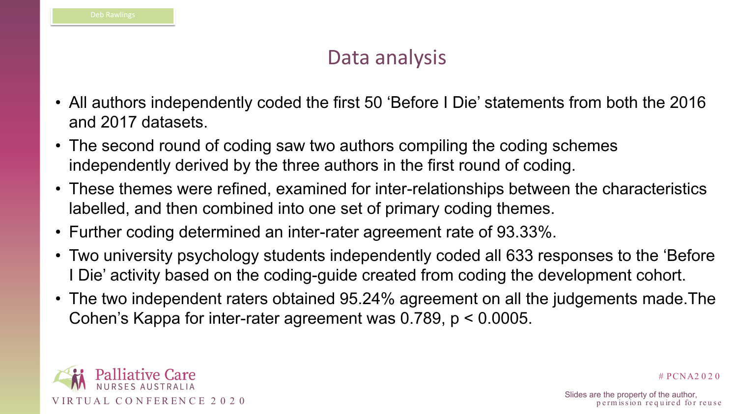# Data analysis

- All authors independently coded the first 50 'Before I Die' statements from both the 2016 and 2017 datasets.
- The second round of coding saw two authors compiling the coding schemes independently derived by the three authors in the first round of coding.
- These themes were refined, examined for inter-relationships between the characteristics labelled, and then combined into one set of primary coding themes.
- Further coding determined an inter-rater agreement rate of 93.33%.
- Two university psychology students independently coded all 633 responses to the 'Before I Die' activity based on the coding-guide created from coding the development cohort.
- The two independent raters obtained 95.24% agreement on all the judgements made.The Cohen's Kappa for inter-rater agreement was 0.789, $p < 0.0005$.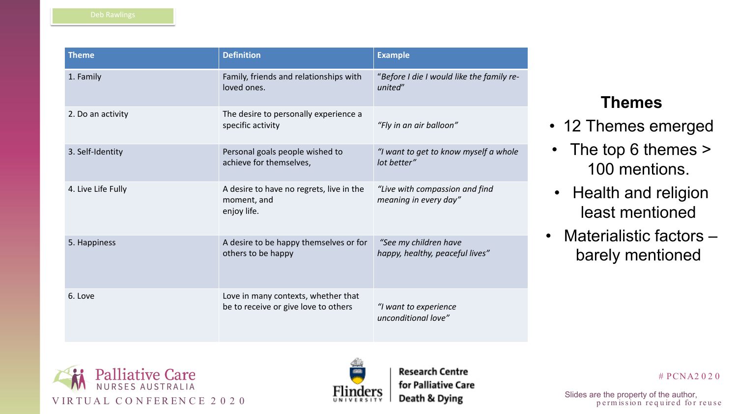| Theme | Definition | Example |
|---|---|---|
| 1. Family | Family, friends and relationships with loved ones. | "*Before I die I would like the family re-united*" |
| 2. Do an activity | The desire to personally experience a specific activity | *"Fly in an air balloon"* |
| 3. Self-Identity | Personal goals people wished to achieve for themselves, | *"I want to get to know myself a whole lot better"* |
| 4. Live Life Fully | A desire to have no regrets, live in the moment, and enjoy life. | *"Live with compassion and find meaning in every day"* |
| 5. Happiness | A desire to be happy themselves or for others to be happy | *"See my children have happy, healthy, peaceful lives"* |
| 6. Love | Love in many contexts, whether that be to receive or give love to others | *"I want to experience unconditional love"* |

## Themes

- 12 Themes emerged
  - The top 6 themes > 100 mentions.
  - Health and religion least mentioned
- Materialistic factors – barely mentioned

Slides are the property of the author, permission required for reuse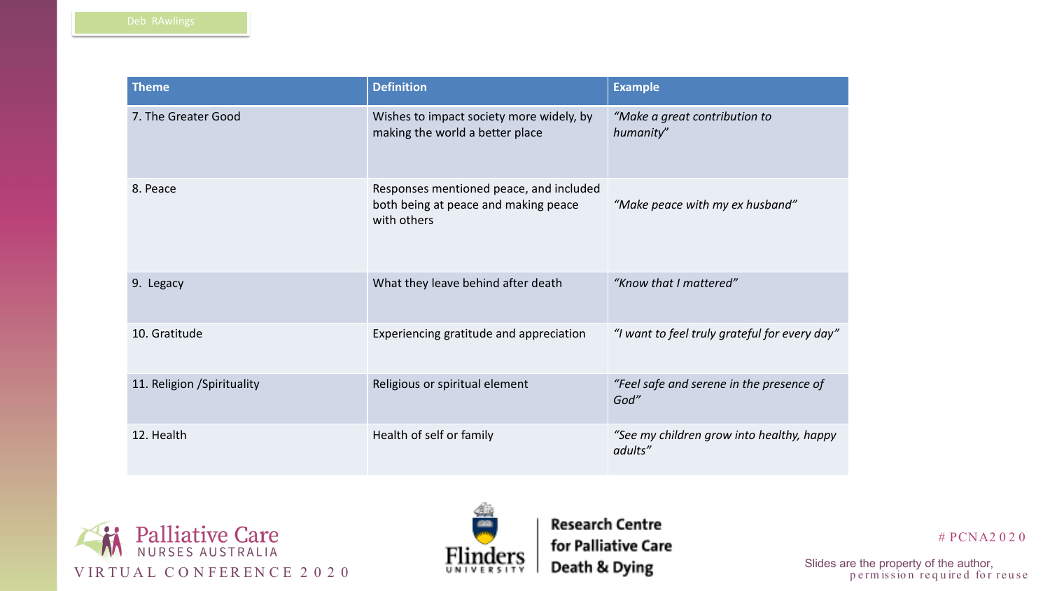| Theme | Definition | Example |
|---|---|---|
| 7. The Greater Good | Wishes to impact society more widely, by making the world a better place | *"Make a great contribution to humanity"* |
| 8. Peace | Responses mentioned peace, and included both being at peace and making peace with others | *"Make peace with my ex husband"* |
| 9. Legacy | What they leave behind after death | *"Know that I mattered"* |
| 10. Gratitude | Experiencing gratitude and appreciation | *"I want to feel truly grateful for every day"* |
| 11. Religion /Spirituality | Religious or spiritual element | *"Feel safe and serene in the presence of God"* |
| 12. Health | Health of self or family | *"See my children grow into healthy, happy adults"* |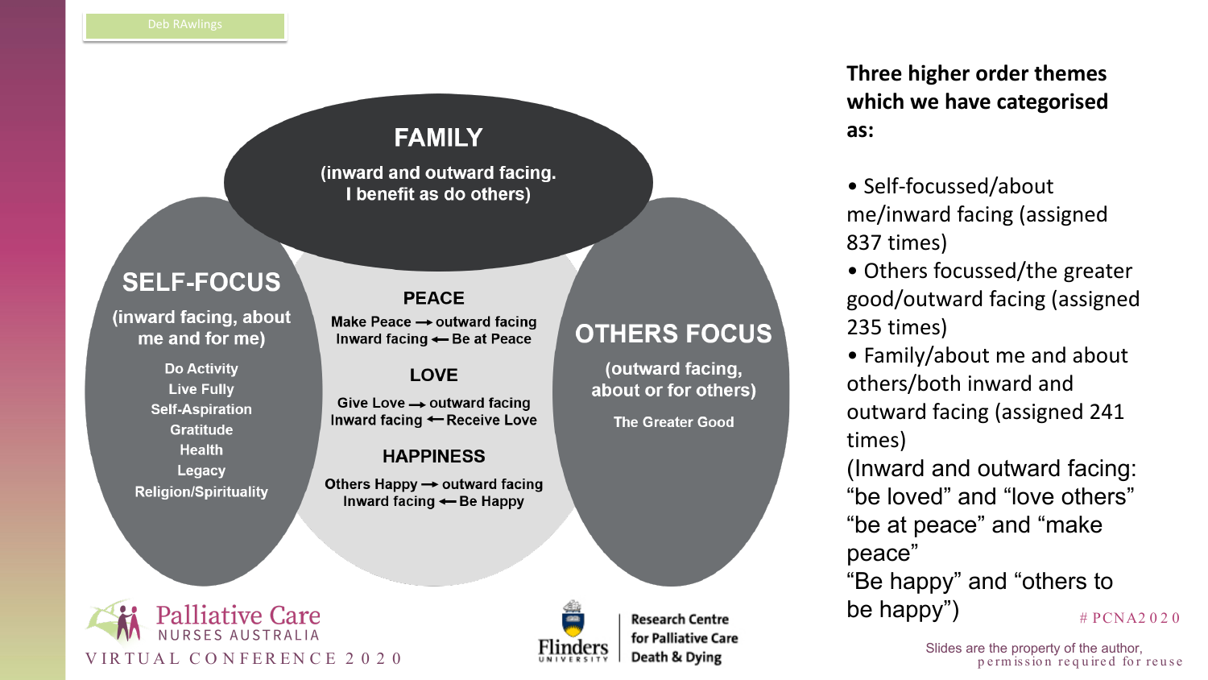Deb RAwlings

## FAMILY

(inward and outward facing. I benefit as do others)

## SELF-FOCUS

(inward facing, about me and for me)

- Do Activity
- Live Fully
- Self-Aspiration
- Gratitude
- Health
- Legacy
- Religion/Spirituality

### PEACE

Make Peace → outward facing
Inward facing ← Be at Peace

### LOVE

Give Love → outward facing
Inward facing ← Receive Love

### HAPPINESS

Others Happy → outward facing
Inward facing ← Be Happy

## OTHERS FOCUS

(outward facing, about or for others)

The Greater Good

**Three higher order themes which we have categorised as:**

- Self-focussed/about me/inward facing (assigned 837 times)
- Others focussed/the greater good/outward facing (assigned 235 times)
- Family/about me and about others/both inward and outward facing (assigned 241 times)

(Inward and outward facing: "be loved" and "love others" "be at peace" and "make peace" "Be happy" and "others to be happy")

Palliative Care NURSES AUSTRALIA VIRTUAL CONFERENCE 2020

Flinders University Research Centre for Palliative Care Death & Dying

#PCNA2020

Slides are the property of the author, permission required for reuse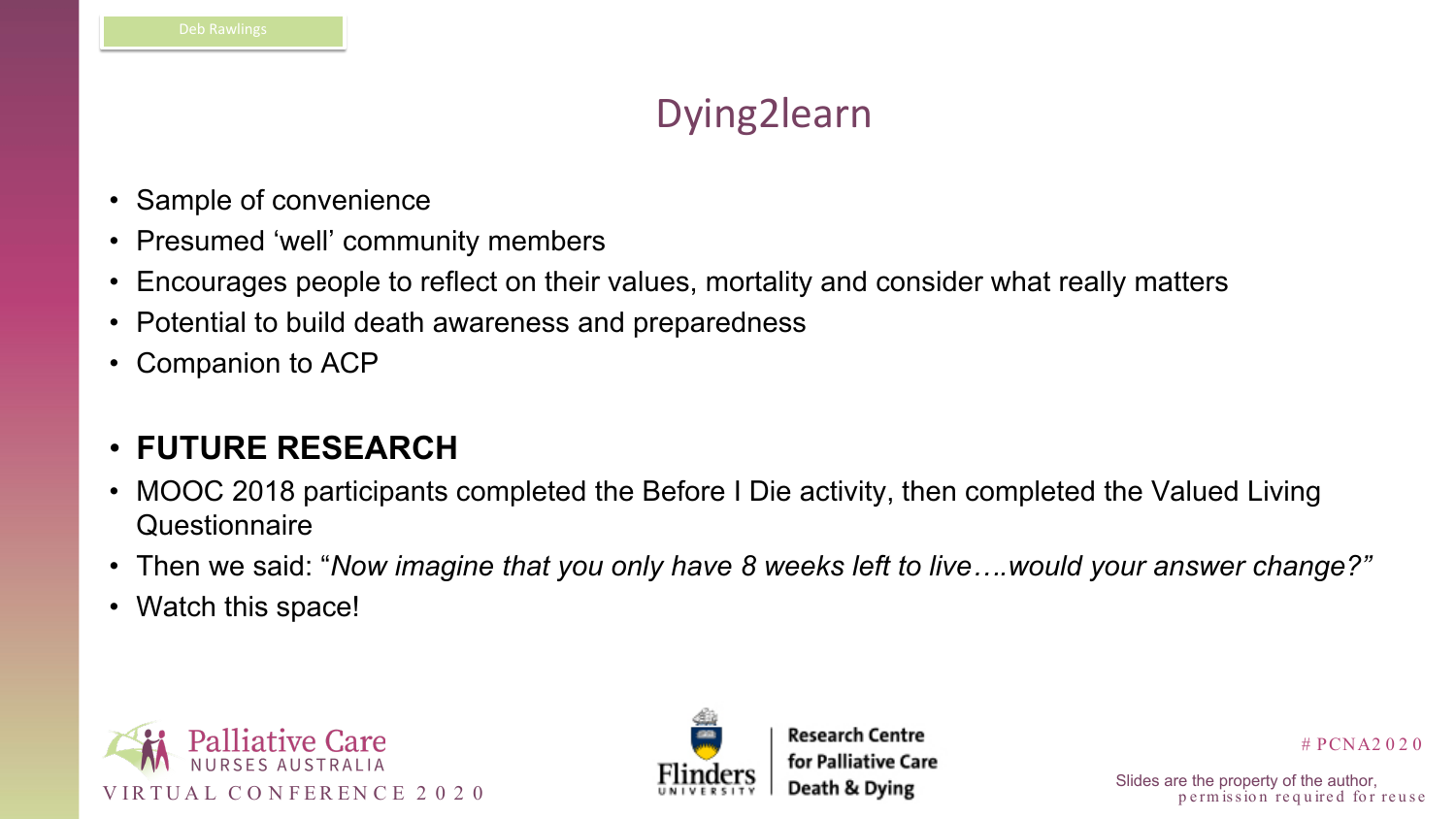# Dying2learn

- Sample of convenience
- Presumed 'well' community members
- Encourages people to reflect on their values, mortality and consider what really matters
- Potential to build death awareness and preparedness
- Companion to ACP

- **FUTURE RESEARCH**
- MOOC 2018 participants completed the Before I Die activity, then completed the Valued Living Questionnaire
- Then we said: "*Now imagine that you only have 8 weeks left to live….would your answer change?"*
- Watch this space!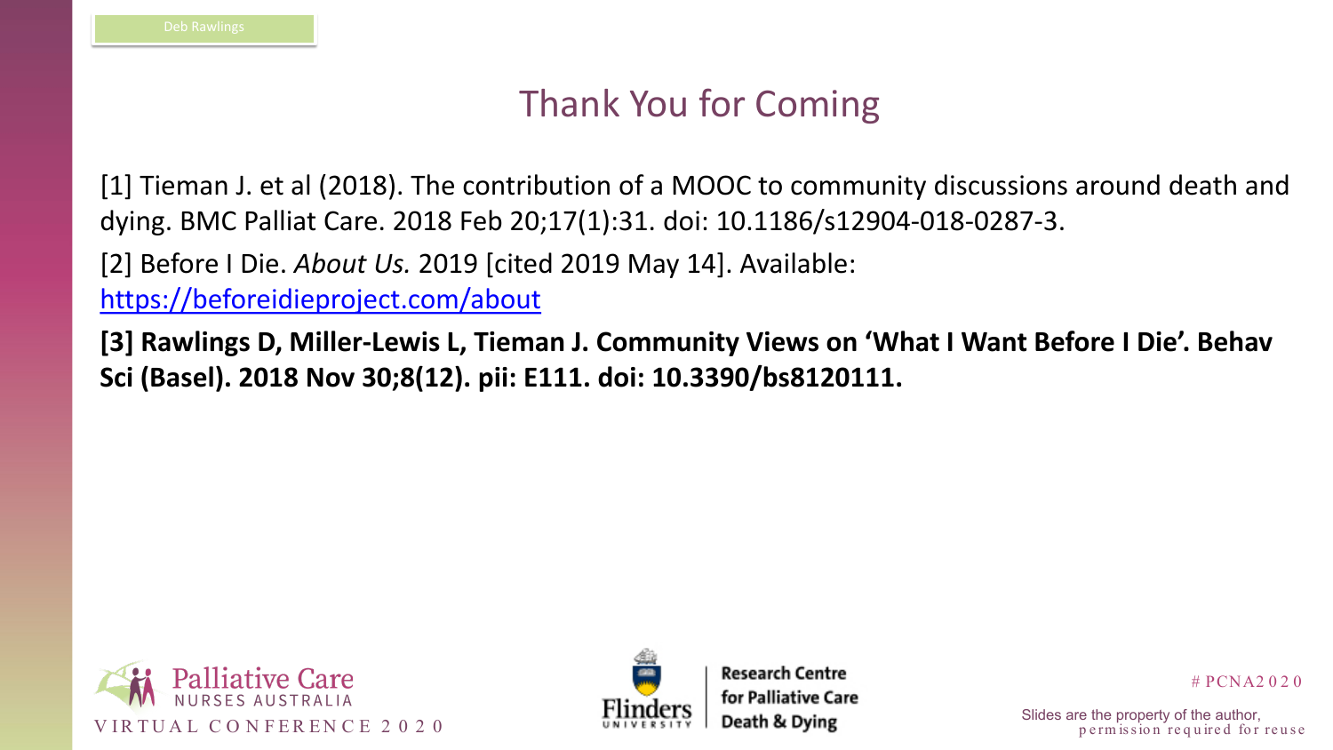# Thank You for Coming

[1] Tieman J. et al (2018). The contribution of a MOOC to community discussions around death and dying. BMC Palliat Care. 2018 Feb 20;17(1):31. doi: 10.1186/s12904-018-0287-3.

[2] Before I Die. *About Us.* 2019 [cited 2019 May 14]. Available: https://beforeidieproject.com/about

**[3] Rawlings D, Miller-Lewis L, Tieman J. Community Views on 'What I Want Before I Die'. Behav Sci (Basel). 2018 Nov 30;8(12). pii: E111. doi: 10.3390/bs8120111.**